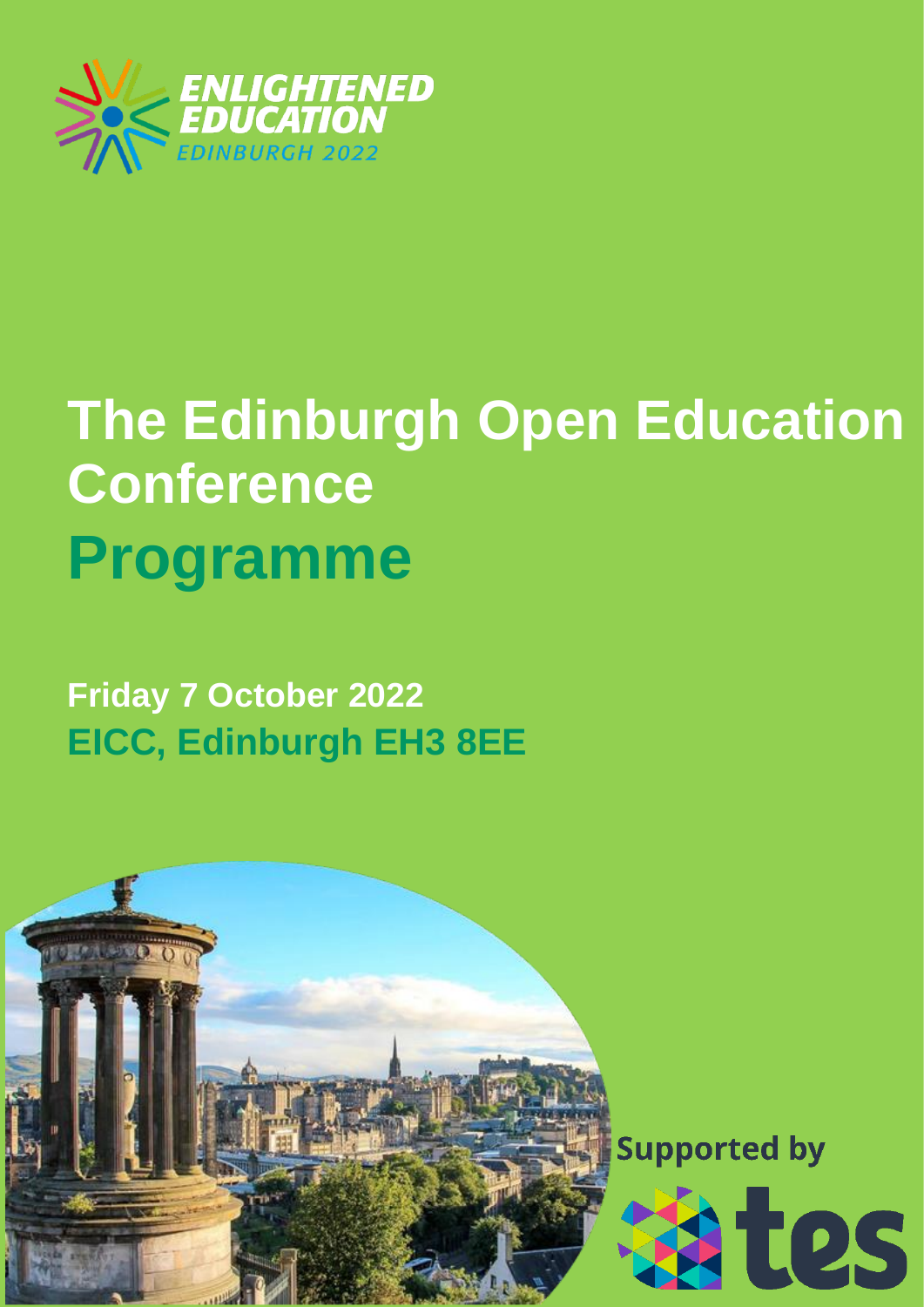ENLIGHTENED EDUCATION
EDINBURGH 2022

# The Edinburgh Open Education Conference

# Programme

**Friday 7 October 2022**

**EICC, Edinburgh EH3 8EE**

Supported by tes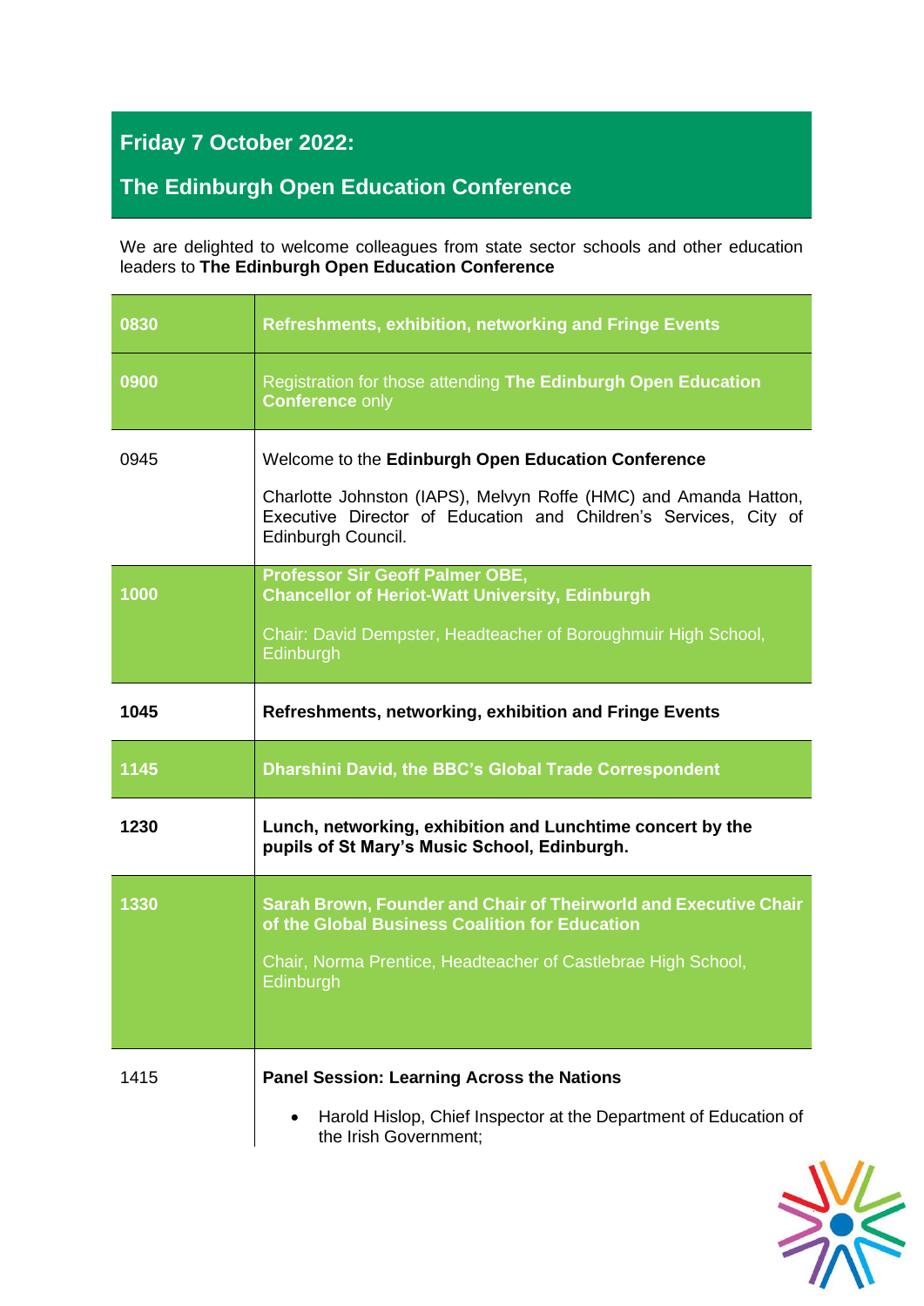## Friday 7 October 2022:

## The Edinburgh Open Education Conference

We are delighted to welcome colleagues from state sector schools and other education leaders to **The Edinburgh Open Education Conference**

| | |
|---|---|
| **0830** | **Refreshments, exhibition, networking and Fringe Events** |
| **0900** | Registration for those attending **The Edinburgh Open Education Conference** only |
| 0945 | Welcome to the **Edinburgh Open Education Conference**<br><br>Charlotte Johnston (IAPS), Melvyn Roffe (HMC) and Amanda Hatton, Executive Director of Education and Children's Services, City of Edinburgh Council. |
| **1000** | **Professor Sir Geoff Palmer OBE, Chancellor of Heriot-Watt University, Edinburgh**<br><br>Chair: David Dempster, Headteacher of Boroughmuir High School, Edinburgh |
| **1045** | **Refreshments, networking, exhibition and Fringe Events** |
| **1145** | **Dharshini David, the BBC's Global Trade Correspondent** |
| **1230** | **Lunch, networking, exhibition and Lunchtime concert by the pupils of St Mary's Music School, Edinburgh.** |
| **1330** | **Sarah Brown, Founder and Chair of Theirworld and Executive Chair of the Global Business Coalition for Education**<br><br>Chair, Norma Prentice, Headteacher of Castlebrae High School, Edinburgh |
| 1415 | **Panel Session: Learning Across the Nations**<br><br>• Harold Hislop, Chief Inspector at the Department of Education of the Irish Government; |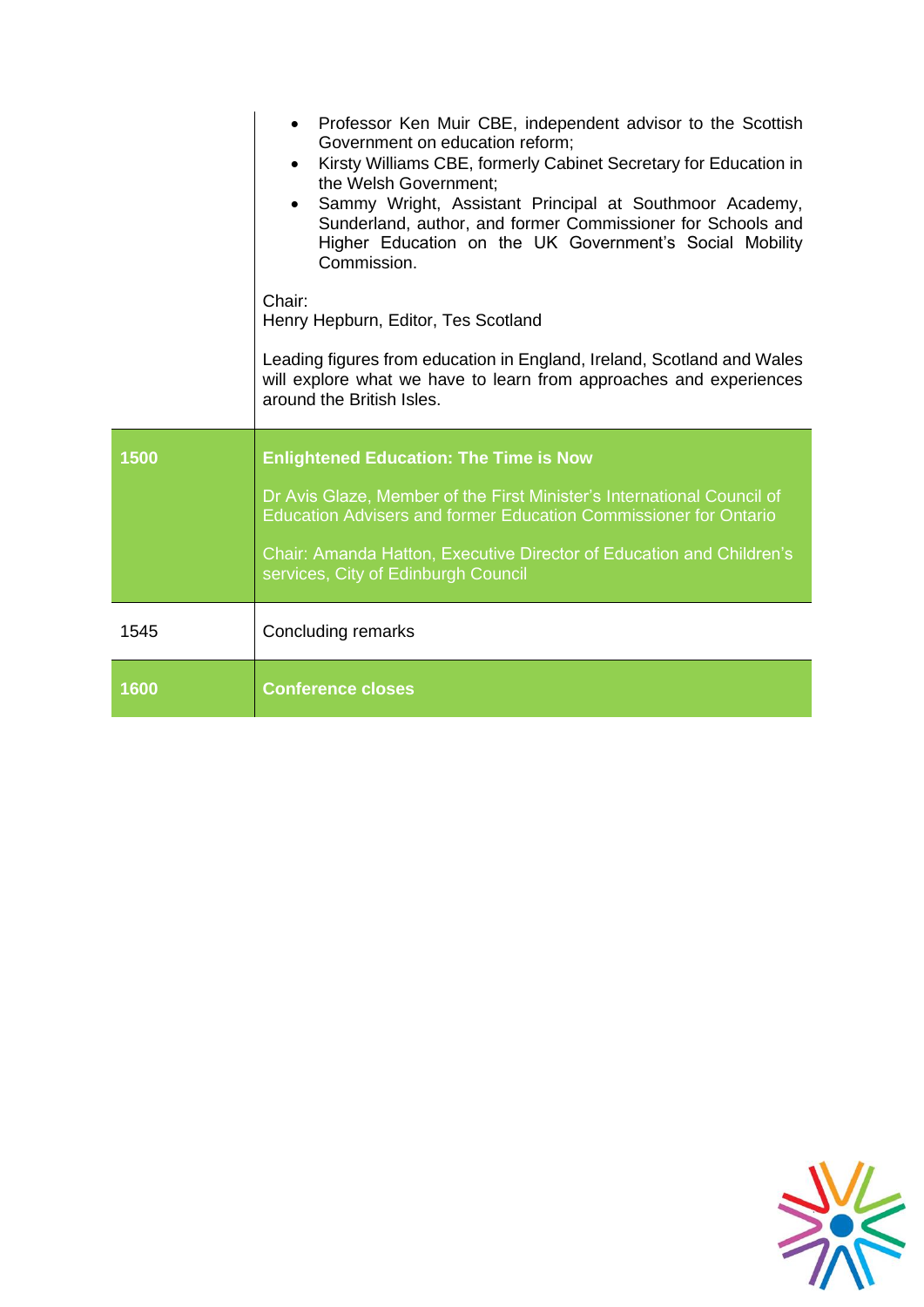| | |
|---|---|
| | • Professor Ken Muir CBE, independent advisor to the Scottish Government on education reform;<br>• Kirsty Williams CBE, formerly Cabinet Secretary for Education in the Welsh Government;<br>• Sammy Wright, Assistant Principal at Southmoor Academy, Sunderland, author, and former Commissioner for Schools and Higher Education on the UK Government's Social Mobility Commission.<br><br>Chair:<br>Henry Hepburn, Editor, Tes Scotland<br><br>Leading figures from education in England, Ireland, Scotland and Wales will explore what we have to learn from approaches and experiences around the British Isles. |
| **1500** | **Enlightened Education: The Time is Now**<br><br>Dr Avis Glaze, Member of the First Minister's International Council of Education Advisers and former Education Commissioner for Ontario<br><br>Chair: Amanda Hatton, Executive Director of Education and Children's services, City of Edinburgh Council |
| 1545 | Concluding remarks |
| **1600** | **Conference closes** |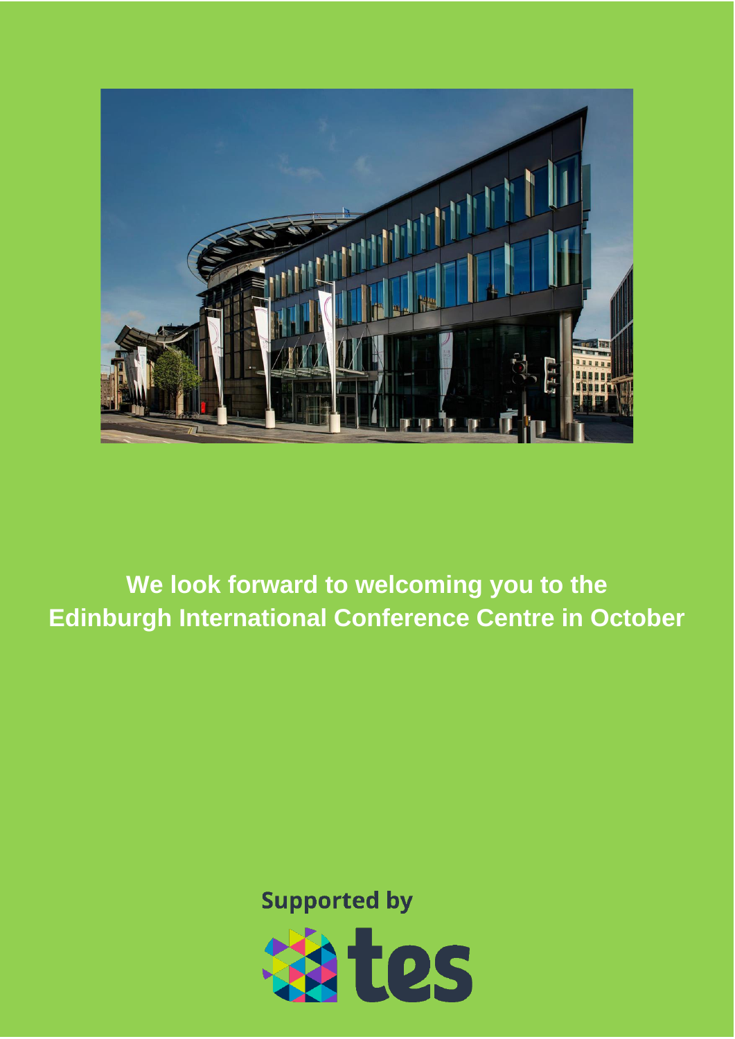**We look forward to welcoming you to the Edinburgh International Conference Centre in October**

Supported by

tes